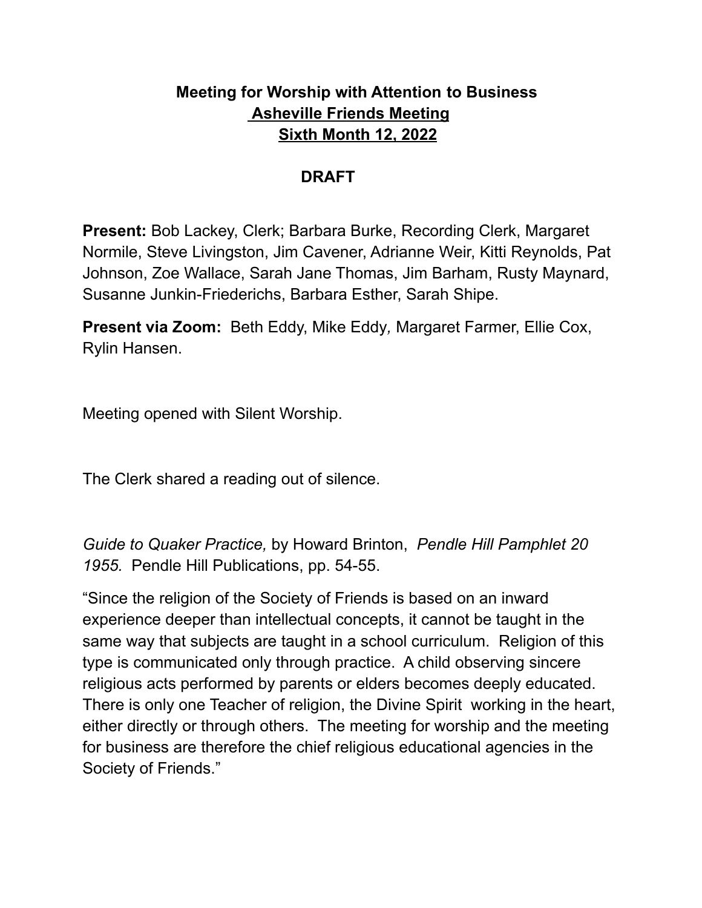# Meeting for Worship with Attention to Business

## Asheville Friends Meeting

## Sixth Month 12, 2022

**DRAFT**

**Present:** Bob Lackey, Clerk; Barbara Burke, Recording Clerk, Margaret Normile, Steve Livingston, Jim Cavener, Adrianne Weir, Kitti Reynolds, Pat Johnson, Zoe Wallace, Sarah Jane Thomas, Jim Barham, Rusty Maynard, Susanne Junkin-Friederichs, Barbara Esther, Sarah Shipe.

**Present via Zoom:** Beth Eddy, Mike Eddy, Margaret Farmer, Ellie Cox, Rylin Hansen.

Meeting opened with Silent Worship.

The Clerk shared a reading out of silence.

*Guide to Quaker Practice,* by Howard Brinton, *Pendle Hill Pamphlet 20 1955.* Pendle Hill Publications, pp. 54-55.

"Since the religion of the Society of Friends is based on an inward experience deeper than intellectual concepts, it cannot be taught in the same way that subjects are taught in a school curriculum. Religion of this type is communicated only through practice. A child observing sincere religious acts performed by parents or elders becomes deeply educated. There is only one Teacher of religion, the Divine Spirit working in the heart, either directly or through others. The meeting for worship and the meeting for business are therefore the chief religious educational agencies in the Society of Friends."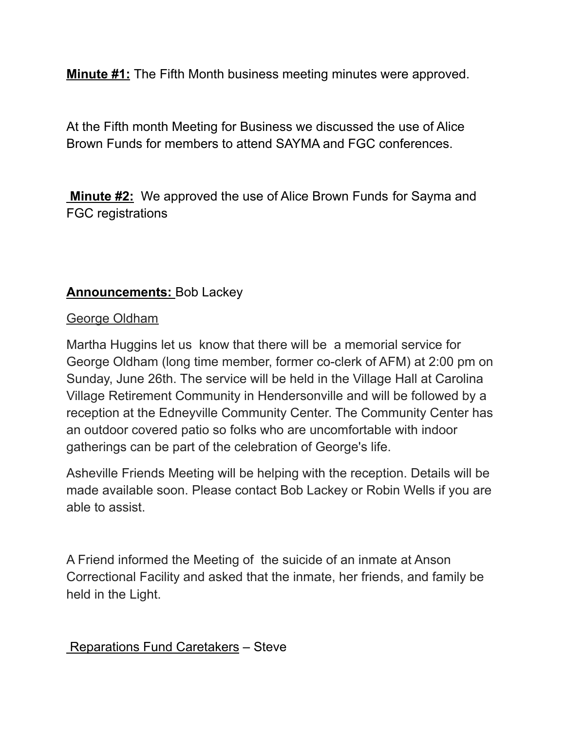**Minute #1:** The Fifth Month business meeting minutes were approved.

At the Fifth month Meeting for Business we discussed the use of Alice Brown Funds for members to attend SAYMA and FGC conferences.

**Minute #2:** We approved the use of Alice Brown Funds for Sayma and FGC registrations

**Announcements:** Bob Lackey

George Oldham

Martha Huggins let us know that there will be a memorial service for George Oldham (long time member, former co-clerk of AFM) at 2:00 pm on Sunday, June 26th. The service will be held in the Village Hall at Carolina Village Retirement Community in Hendersonville and will be followed by a reception at the Edneyville Community Center. The Community Center has an outdoor covered patio so folks who are uncomfortable with indoor gatherings can be part of the celebration of George's life.

Asheville Friends Meeting will be helping with the reception. Details will be made available soon. Please contact Bob Lackey or Robin Wells if you are able to assist.

A Friend informed the Meeting of the suicide of an inmate at Anson Correctional Facility and asked that the inmate, her friends, and family be held in the Light.

Reparations Fund Caretakers – Steve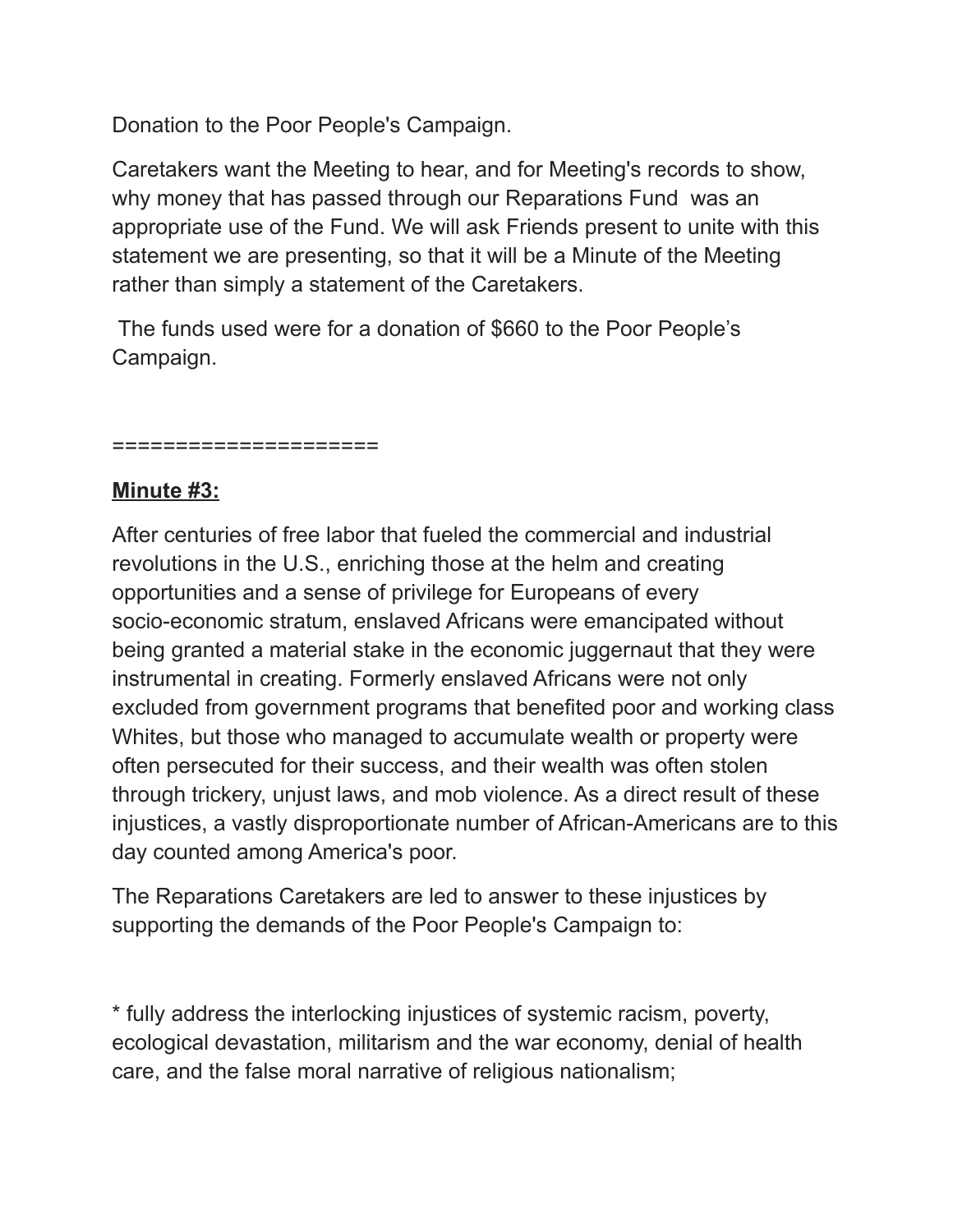Donation to the Poor People's Campaign.

Caretakers want the Meeting to hear, and for Meeting's records to show, why money that has passed through our Reparations Fund was an appropriate use of the Fund. We will ask Friends present to unite with this statement we are presenting, so that it will be a Minute of the Meeting rather than simply a statement of the Caretakers.

The funds used were for a donation of $660 to the Poor People's Campaign.

====================

**Minute #3:**

After centuries of free labor that fueled the commercial and industrial revolutions in the U.S., enriching those at the helm and creating opportunities and a sense of privilege for Europeans of every socio-economic stratum, enslaved Africans were emancipated without being granted a material stake in the economic juggernaut that they were instrumental in creating. Formerly enslaved Africans were not only excluded from government programs that benefited poor and working class Whites, but those who managed to accumulate wealth or property were often persecuted for their success, and their wealth was often stolen through trickery, unjust laws, and mob violence. As a direct result of these injustices, a vastly disproportionate number of African-Americans are to this day counted among America's poor.

The Reparations Caretakers are led to answer to these injustices by supporting the demands of the Poor People's Campaign to:

* fully address the interlocking injustices of systemic racism, poverty, ecological devastation, militarism and the war economy, denial of health care, and the false moral narrative of religious nationalism;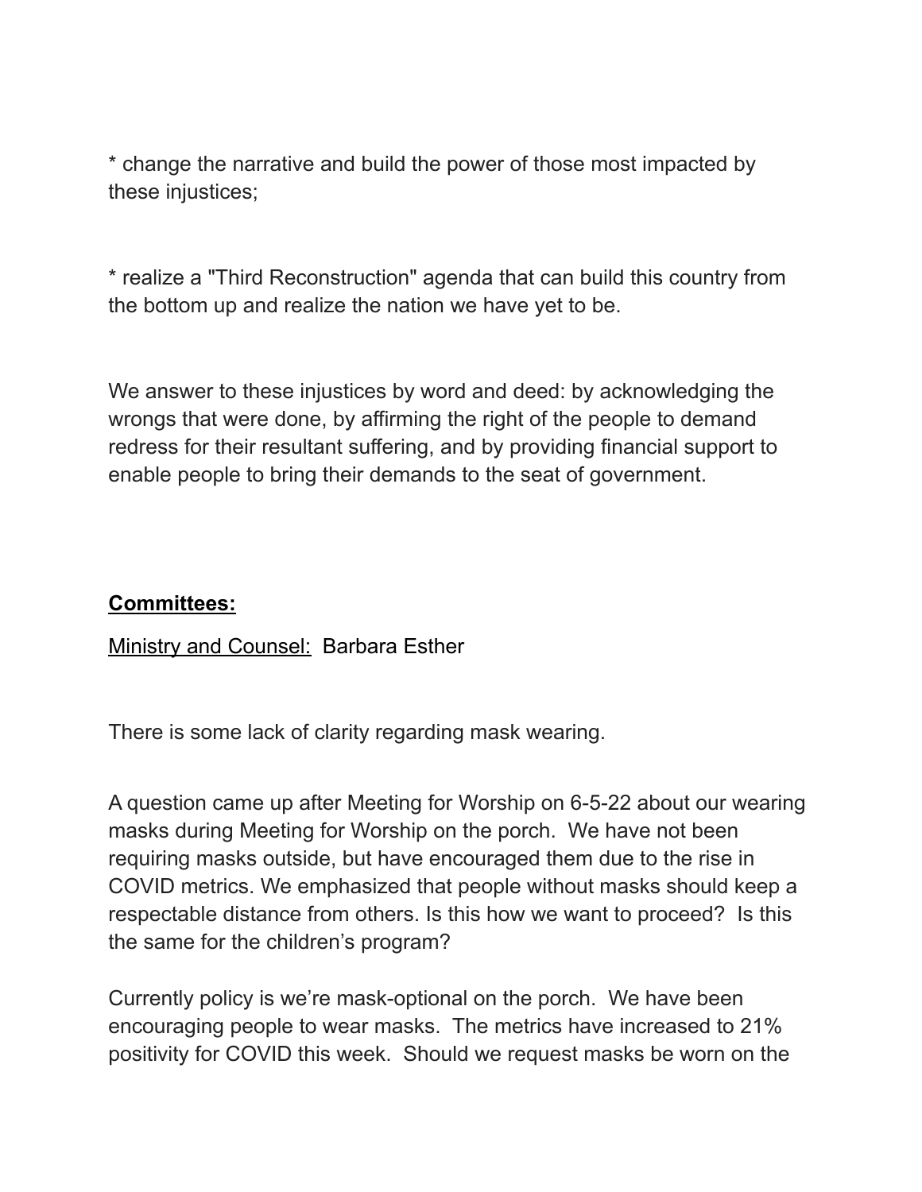* change the narrative and build the power of those most impacted by these injustices;

* realize a "Third Reconstruction" agenda that can build this country from the bottom up and realize the nation we have yet to be.

We answer to these injustices by word and deed: by acknowledging the wrongs that were done, by affirming the right of the people to demand redress for their resultant suffering, and by providing financial support to enable people to bring their demands to the seat of government.

## **<u>Committees:</u>**

<u>Ministry and Counsel:</u> Barbara Esther

There is some lack of clarity regarding mask wearing.

A question came up after Meeting for Worship on 6-5-22 about our wearing masks during Meeting for Worship on the porch. We have not been requiring masks outside, but have encouraged them due to the rise in COVID metrics. We emphasized that people without masks should keep a respectable distance from others. Is this how we want to proceed? Is this the same for the children's program?

Currently policy is we're mask-optional on the porch. We have been encouraging people to wear masks. The metrics have increased to 21% positivity for COVID this week. Should we request masks be worn on the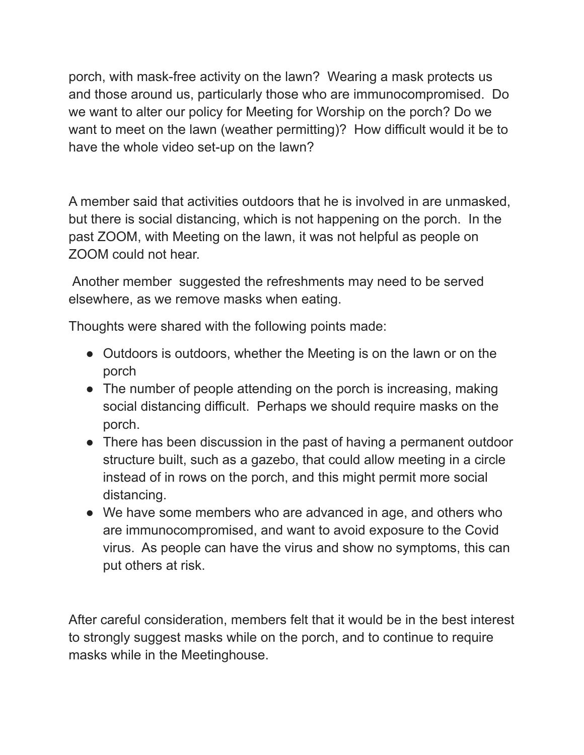porch, with mask-free activity on the lawn? Wearing a mask protects us and those around us, particularly those who are immunocompromised. Do we want to alter our policy for Meeting for Worship on the porch? Do we want to meet on the lawn (weather permitting)? How difficult would it be to have the whole video set-up on the lawn?

A member said that activities outdoors that he is involved in are unmasked, but there is social distancing, which is not happening on the porch. In the past ZOOM, with Meeting on the lawn, it was not helpful as people on ZOOM could not hear.

Another member suggested the refreshments may need to be served elsewhere, as we remove masks when eating.

Thoughts were shared with the following points made:

- Outdoors is outdoors, whether the Meeting is on the lawn or on the porch
- The number of people attending on the porch is increasing, making social distancing difficult. Perhaps we should require masks on the porch.
- There has been discussion in the past of having a permanent outdoor structure built, such as a gazebo, that could allow meeting in a circle instead of in rows on the porch, and this might permit more social distancing.
- We have some members who are advanced in age, and others who are immunocompromised, and want to avoid exposure to the Covid virus. As people can have the virus and show no symptoms, this can put others at risk.

After careful consideration, members felt that it would be in the best interest to strongly suggest masks while on the porch, and to continue to require masks while in the Meetinghouse.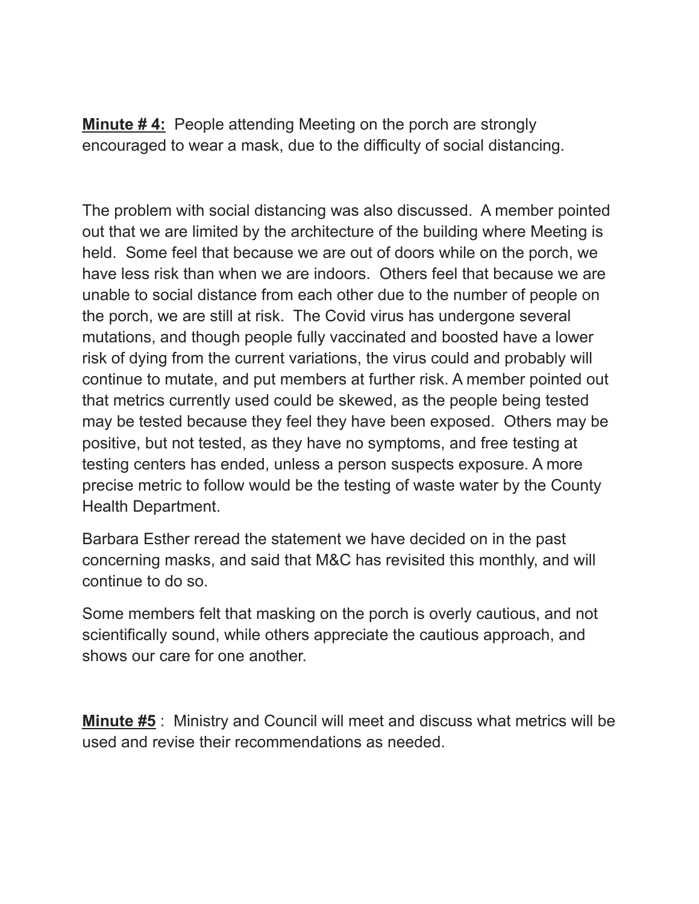**<u>Minute # 4:</u>** People attending Meeting on the porch are strongly encouraged to wear a mask, due to the difficulty of social distancing.

The problem with social distancing was also discussed. A member pointed out that we are limited by the architecture of the building where Meeting is held. Some feel that because we are out of doors while on the porch, we have less risk than when we are indoors. Others feel that because we are unable to social distance from each other due to the number of people on the porch, we are still at risk. The Covid virus has undergone several mutations, and though people fully vaccinated and boosted have a lower risk of dying from the current variations, the virus could and probably will continue to mutate, and put members at further risk. A member pointed out that metrics currently used could be skewed, as the people being tested may be tested because they feel they have been exposed. Others may be positive, but not tested, as they have no symptoms, and free testing at testing centers has ended, unless a person suspects exposure. A more precise metric to follow would be the testing of waste water by the County Health Department.

Barbara Esther reread the statement we have decided on in the past concerning masks, and said that M&C has revisited this monthly, and will continue to do so.

Some members felt that masking on the porch is overly cautious, and not scientifically sound, while others appreciate the cautious approach, and shows our care for one another.

**<u>Minute #5</u>** : Ministry and Council will meet and discuss what metrics will be used and revise their recommendations as needed.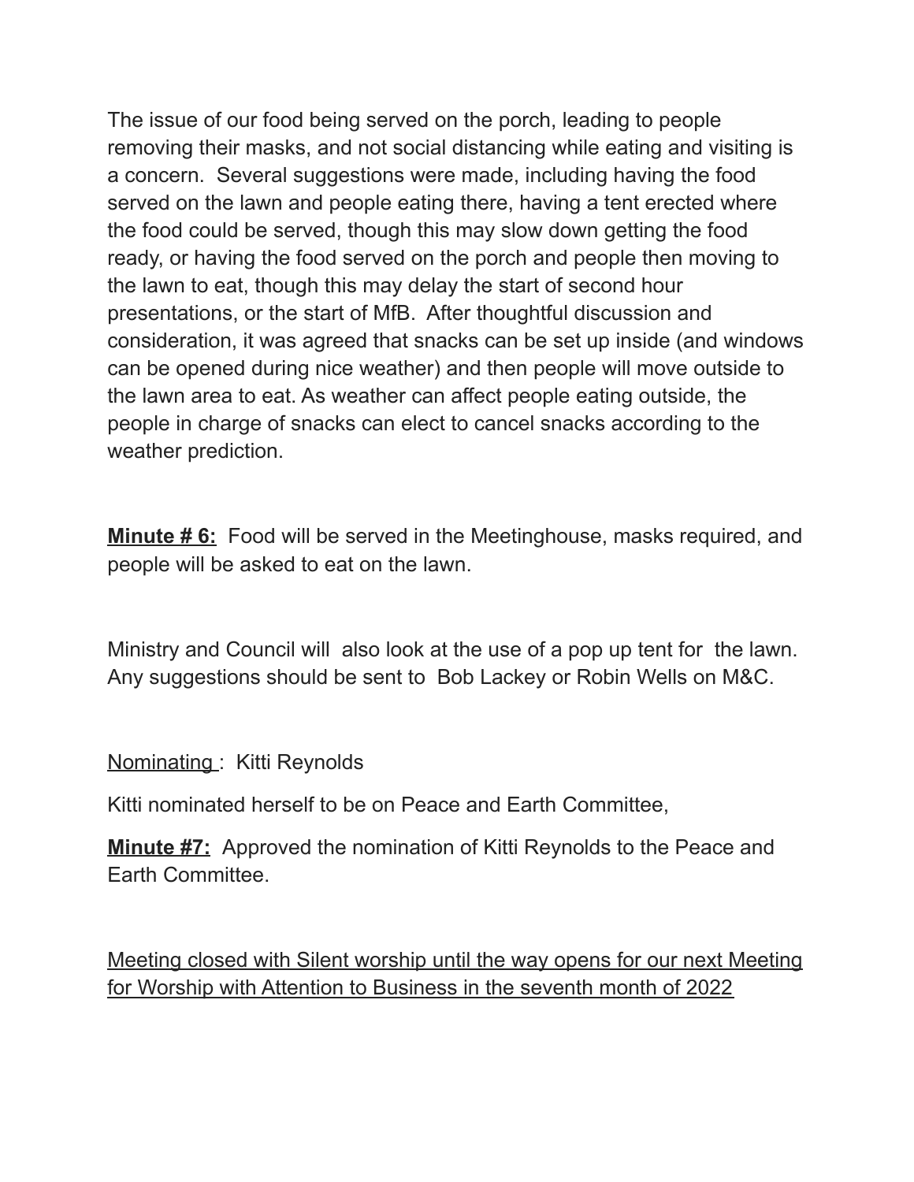The issue of our food being served on the porch, leading to people removing their masks, and not social distancing while eating and visiting is a concern.  Several suggestions were made, including having the food served on the lawn and people eating there, having a tent erected where the food could be served, though this may slow down getting the food ready, or having the food served on the porch and people then moving to the lawn to eat, though this may delay the start of second hour presentations, or the start of MfB.  After thoughtful discussion and consideration, it was agreed that snacks can be set up inside (and windows can be opened during nice weather) and then people will move outside to the lawn area to eat. As weather can affect people eating outside, the people in charge of snacks can elect to cancel snacks according to the weather prediction.

<u>**Minute # 6:**</u>  Food will be served in the Meetinghouse, masks required, and people will be asked to eat on the lawn.

Ministry and Council will  also look at the use of a pop up tent for  the lawn. Any suggestions should be sent to  Bob Lackey or Robin Wells on M&C.

<u>Nominating </u>:  Kitti Reynolds

Kitti nominated herself to be on Peace and Earth Committee,

<u>**Minute #7:**</u>  Approved the nomination of Kitti Reynolds to the Peace and Earth Committee.

<u>Meeting closed with Silent worship until the way opens for our next Meeting for Worship with Attention to Business in the seventh month of 2022</u>